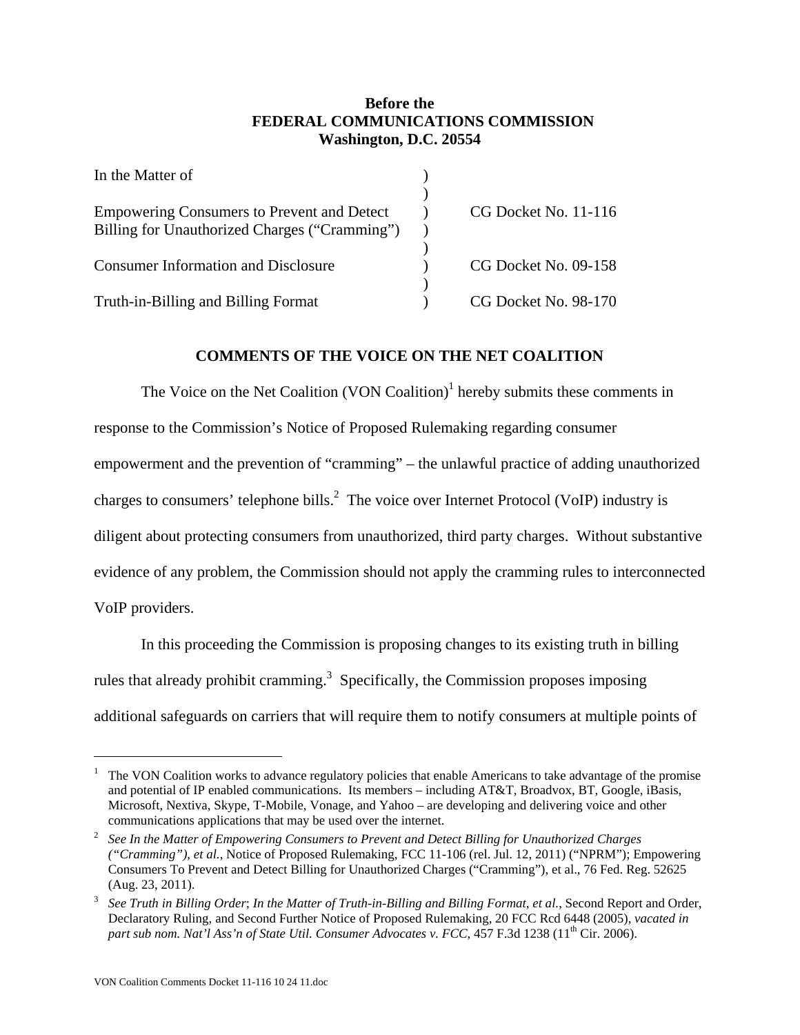**Before the**
**FEDERAL COMMUNICATIONS COMMISSION**
**Washington, D.C. 20554**

| | | |
|---|---|---|
| In the Matter of | ) | |
| | ) | |
| Empowering Consumers to Prevent and Detect Billing for Unauthorized Charges ("Cramming") | ) | CG Docket No. 11-116 |
| | ) | |
| Consumer Information and Disclosure | ) | CG Docket No. 09-158 |
| | ) | |
| Truth-in-Billing and Billing Format | ) | CG Docket No. 98-170 |

## COMMENTS OF THE VOICE ON THE NET COALITION

The Voice on the Net Coalition (VON Coalition)[1] hereby submits these comments in response to the Commission's Notice of Proposed Rulemaking regarding consumer empowerment and the prevention of "cramming" – the unlawful practice of adding unauthorized charges to consumers' telephone bills.[2] The voice over Internet Protocol (VoIP) industry is diligent about protecting consumers from unauthorized, third party charges. Without substantive evidence of any problem, the Commission should not apply the cramming rules to interconnected VoIP providers.

In this proceeding the Commission is proposing changes to its existing truth in billing rules that already prohibit cramming.[3] Specifically, the Commission proposes imposing additional safeguards on carriers that will require them to notify consumers at multiple points of

---

[1] The VON Coalition works to advance regulatory policies that enable Americans to take advantage of the promise and potential of IP enabled communications. Its members – including AT&T, Broadvox, BT, Google, iBasis, Microsoft, Nextiva, Skype, T-Mobile, Vonage, and Yahoo – are developing and delivering voice and other communications applications that may be used over the internet.

[2] *See In the Matter of Empowering Consumers to Prevent and Detect Billing for Unauthorized Charges ("Cramming"), et al.*, Notice of Proposed Rulemaking, FCC 11-106 (rel. Jul. 12, 2011) ("NPRM"); Empowering Consumers To Prevent and Detect Billing for Unauthorized Charges ("Cramming"), et al., 76 Fed. Reg. 52625 (Aug. 23, 2011).

[3] *See Truth in Billing Order*; *In the Matter of Truth-in-Billing and Billing Format, et al.*, Second Report and Order, Declaratory Ruling, and Second Further Notice of Proposed Rulemaking, 20 FCC Rcd 6448 (2005), *vacated in part sub nom. Nat'l Ass'n of State Util. Consumer Advocates v. FCC*, 457 F.3d 1238 (11th Cir. 2006).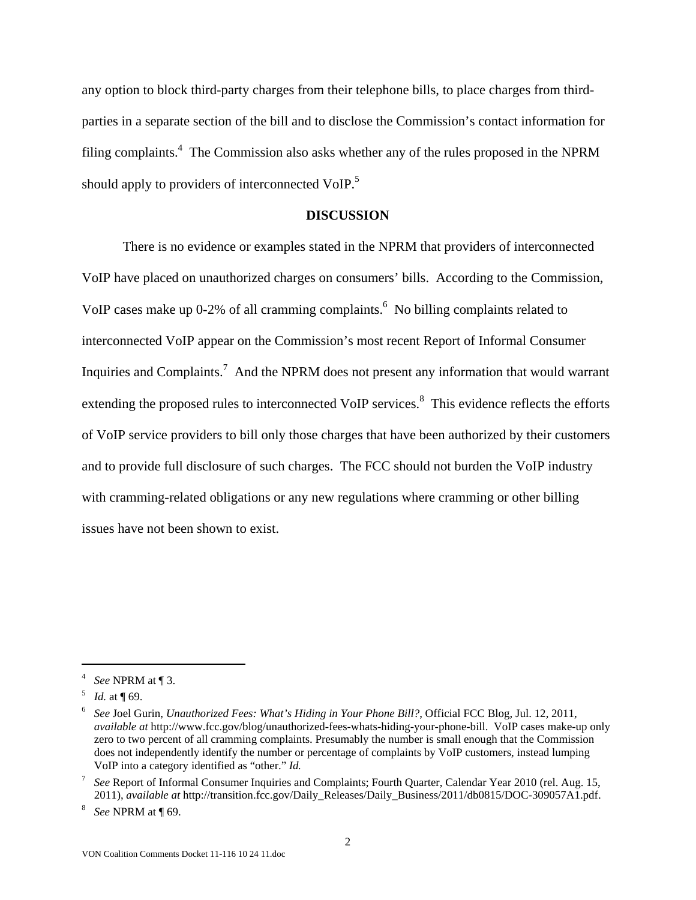any option to block third-party charges from their telephone bills, to place charges from third-parties in a separate section of the bill and to disclose the Commission's contact information for filing complaints.[4] The Commission also asks whether any of the rules proposed in the NPRM should apply to providers of interconnected VoIP.[5]

## DISCUSSION

There is no evidence or examples stated in the NPRM that providers of interconnected VoIP have placed on unauthorized charges on consumers' bills. According to the Commission, VoIP cases make up 0-2% of all cramming complaints.[6] No billing complaints related to interconnected VoIP appear on the Commission's most recent Report of Informal Consumer Inquiries and Complaints.[7] And the NPRM does not present any information that would warrant extending the proposed rules to interconnected VoIP services.[8] This evidence reflects the efforts of VoIP service providers to bill only those charges that have been authorized by their customers and to provide full disclosure of such charges. The FCC should not burden the VoIP industry with cramming-related obligations or any new regulations where cramming or other billing issues have not been shown to exist.

---

[4] *See* NPRM at ¶ 3.

[5] *Id.* at ¶ 69.

[6] *See* Joel Gurin, *Unauthorized Fees: What's Hiding in Your Phone Bill?*, Official FCC Blog, Jul. 12, 2011, *available at* http://www.fcc.gov/blog/unauthorized-fees-whats-hiding-your-phone-bill. VoIP cases make-up only zero to two percent of all cramming complaints. Presumably the number is small enough that the Commission does not independently identify the number or percentage of complaints by VoIP customers, instead lumping VoIP into a category identified as "other." *Id.*

[7] *See* Report of Informal Consumer Inquiries and Complaints; Fourth Quarter, Calendar Year 2010 (rel. Aug. 15, 2011), *available at* http://transition.fcc.gov/Daily_Releases/Daily_Business/2011/db0815/DOC-309057A1.pdf.

[8] *See* NPRM at ¶ 69.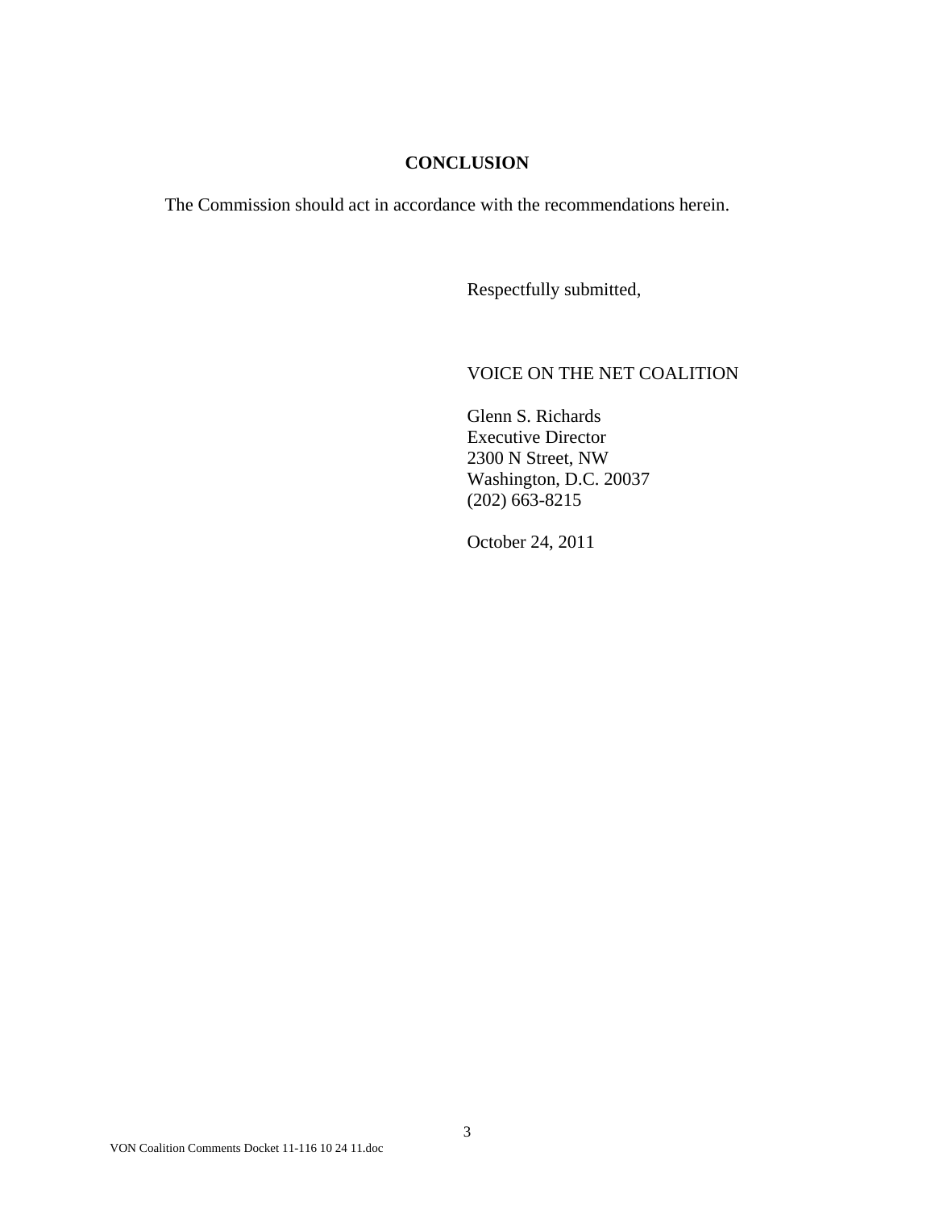## CONCLUSION

The Commission should act in accordance with the recommendations herein.

Respectfully submitted,

VOICE ON THE NET COALITION

Glenn S. Richards
Executive Director
2300 N Street, NW
Washington, D.C. 20037
(202) 663-8215

October 24, 2011